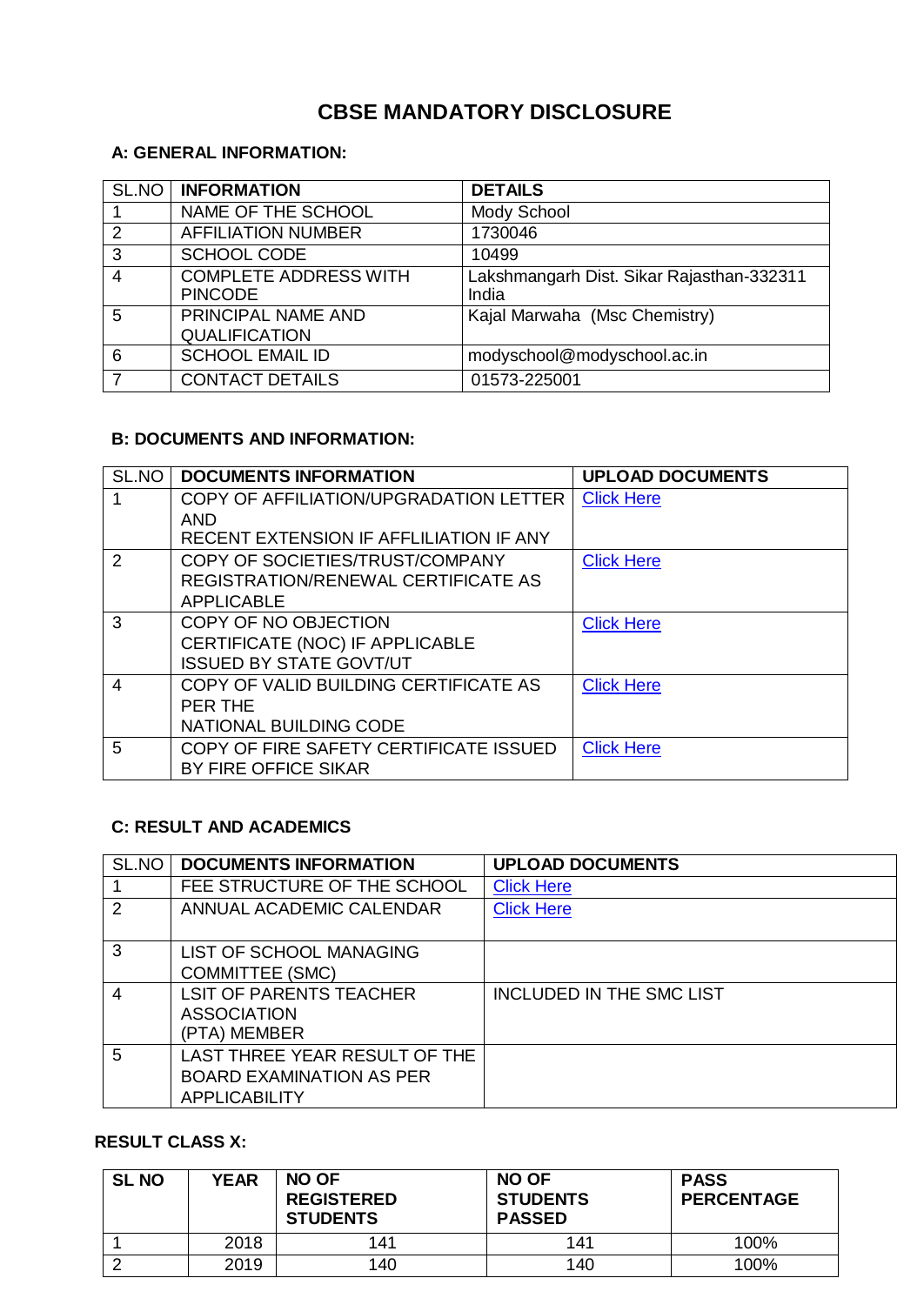# CBSE MANDATORY DISCLOSURE

## A: GENERAL INFORMATION:

| SL.NO | INFORMATION | DETAILS |
|---|---|---|
| 1 | NAME OF THE SCHOOL | Mody School |
| 2 | AFFILIATION NUMBER | 1730046 |
| 3 | SCHOOL CODE | 10499 |
| 4 | COMPLETE ADDRESS WITH PINCODE | Lakshmangarh Dist. Sikar Rajasthan-332311 India |
| 5 | PRINCIPAL NAME AND QUALIFICATION | Kajal Marwaha (Msc Chemistry) |
| 6 | SCHOOL EMAIL ID | modyschool@modyschool.ac.in |
| 7 | CONTACT DETAILS | 01573-225001 |

## B: DOCUMENTS AND INFORMATION:

| SL.NO | DOCUMENTS INFORMATION | UPLOAD DOCUMENTS |
|---|---|---|
| 1 | COPY OF AFFILIATION/UPGRADATION LETTER AND RECENT EXTENSION IF AFFLILIATION IF ANY | Click Here |
| 2 | COPY OF SOCIETIES/TRUST/COMPANY REGISTRATION/RENEWAL CERTIFICATE AS APPLICABLE | Click Here |
| 3 | COPY OF NO OBJECTION CERTIFICATE (NOC) IF APPLICABLE ISSUED BY STATE GOVT/UT | Click Here |
| 4 | COPY OF VALID BUILDING CERTIFICATE AS PER THE NATIONAL BUILDING CODE | Click Here |
| 5 | COPY OF FIRE SAFETY CERTIFICATE ISSUED BY FIRE OFFICE SIKAR | Click Here |

## C: RESULT AND ACADEMICS

| SL.NO | DOCUMENTS INFORMATION | UPLOAD DOCUMENTS |
|---|---|---|
| 1 | FEE STRUCTURE OF THE SCHOOL | Click Here |
| 2 | ANNUAL ACADEMIC CALENDAR | Click Here |
| 3 | LIST OF SCHOOL MANAGING COMMITTEE (SMC) | |
| 4 | LSIT OF PARENTS TEACHER ASSOCIATION (PTA) MEMBER | INCLUDED IN THE SMC LIST |
| 5 | LAST THREE YEAR RESULT OF THE BOARD EXAMINATION AS PER APPLICABILITY | |

### RESULT CLASS X:

| SL NO | YEAR | NO OF REGISTERED STUDENTS | NO OF STUDENTS PASSED | PASS PERCENTAGE |
|---|---|---|---|---|
| 1 | 2018 | 141 | 141 | 100% |
| 2 | 2019 | 140 | 140 | 100% |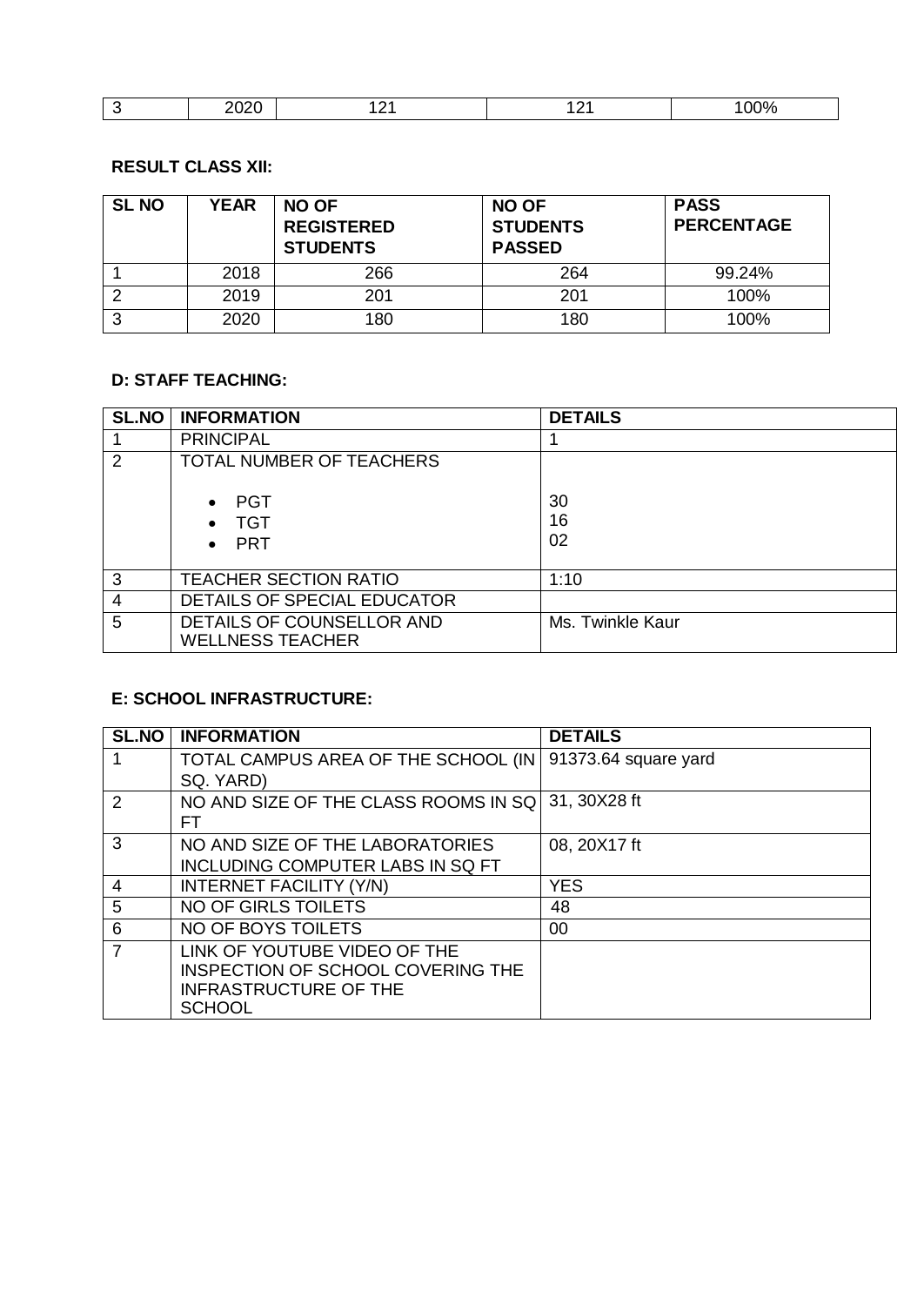| | | | | |
|---|---|---|---|---|
| 3 | 2020 | 121 | 121 | 100% |

**RESULT CLASS XII:**

| SL NO | YEAR | NO OF REGISTERED STUDENTS | NO OF STUDENTS PASSED | PASS PERCENTAGE |
|---|---|---|---|---|
| 1 | 2018 | 266 | 264 | 99.24% |
| 2 | 2019 | 201 | 201 | 100% |
| 3 | 2020 | 180 | 180 | 100% |

**D: STAFF TEACHING:**

| SL.NO | INFORMATION | DETAILS |
|---|---|---|
| 1 | PRINCIPAL | 1 |
| 2 | TOTAL NUMBER OF TEACHERS<br>• PGT<br>• TGT<br>• PRT | <br>30<br>16<br>02 |
| 3 | TEACHER SECTION RATIO | 1:10 |
| 4 | DETAILS OF SPECIAL EDUCATOR | |
| 5 | DETAILS OF COUNSELLOR AND WELLNESS TEACHER | Ms. Twinkle Kaur |

**E: SCHOOL INFRASTRUCTURE:**

| SL.NO | INFORMATION | DETAILS |
|---|---|---|
| 1 | TOTAL CAMPUS AREA OF THE SCHOOL (IN SQ. YARD) | 91373.64 square yard |
| 2 | NO AND SIZE OF THE CLASS ROOMS IN SQ FT | 31, 30X28 ft |
| 3 | NO AND SIZE OF THE LABORATORIES INCLUDING COMPUTER LABS IN SQ FT | 08, 20X17 ft |
| 4 | INTERNET FACILITY (Y/N) | YES |
| 5 | NO OF GIRLS TOILETS | 48 |
| 6 | NO OF BOYS TOILETS | 00 |
| 7 | LINK OF YOUTUBE VIDEO OF THE INSPECTION OF SCHOOL COVERING THE INFRASTRUCTURE OF THE SCHOOL | |